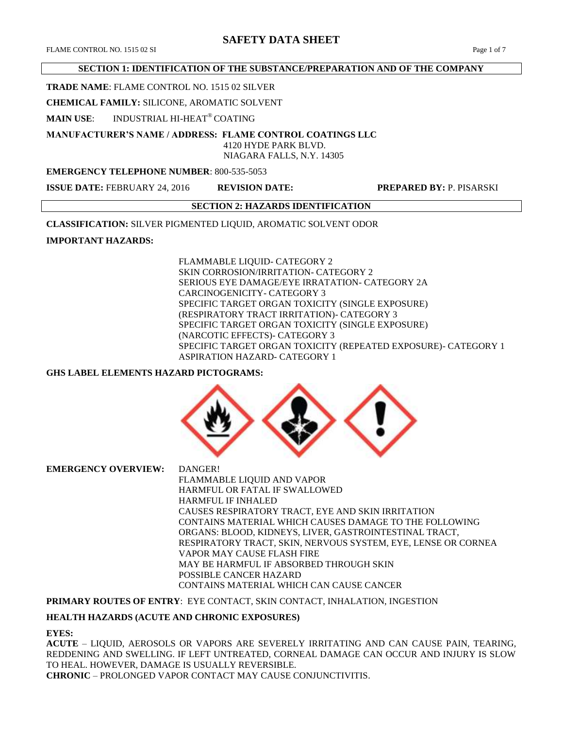# SAFETY DATA SHEET

FLAME CONTROL NO. 1515 02 SI

## SECTION 1: IDENTIFICATION OF THE SUBSTANCE/PREPARATION AND OF THE COMPANY

**TRADE NAME**: FLAME CONTROL NO. 1515 02 SILVER

**CHEMICAL FAMILY:** SILICONE, AROMATIC SOLVENT

**MAIN USE**: INDUSTRIAL HI-HEAT® COATING

**MANUFACTURER'S NAME / ADDRESS: FLAME CONTROL COATINGS LLC**
4120 HYDE PARK BLVD.
NIAGARA FALLS, N.Y. 14305

**EMERGENCY TELEPHONE NUMBER**: 800-535-5053

**ISSUE DATE:** FEBRUARY 24, 2016 **REVISION DATE:** **PREPARED BY:** P. PISARSKI

## SECTION 2: HAZARDS IDENTIFICATION

**CLASSIFICATION:** SILVER PIGMENTED LIQUID, AROMATIC SOLVENT ODOR

**IMPORTANT HAZARDS:**

FLAMMABLE LIQUID- CATEGORY 2
SKIN CORROSION/IRRITATION- CATEGORY 2
SERIOUS EYE DAMAGE/EYE IRRATATION- CATEGORY 2A
CARCINOGENICITY- CATEGORY 3
SPECIFIC TARGET ORGAN TOXICITY (SINGLE EXPOSURE) (RESPIRATORY TRACT IRRITATION)- CATEGORY 3
SPECIFIC TARGET ORGAN TOXICITY (SINGLE EXPOSURE) (NARCOTIC EFFECTS)- CATEGORY 3
SPECIFIC TARGET ORGAN TOXICITY (REPEATED EXPOSURE)- CATEGORY 1
ASPIRATION HAZARD- CATEGORY 1

**GHS LABEL ELEMENTS HAZARD PICTOGRAMS:**

**EMERGENCY OVERVIEW:** DANGER!
FLAMMABLE LIQUID AND VAPOR
HARMFUL OR FATAL IF SWALLOWED
HARMFUL IF INHALED
CAUSES RESPIRATORY TRACT, EYE AND SKIN IRRITATION
CONTAINS MATERIAL WHICH CAUSES DAMAGE TO THE FOLLOWING ORGANS: BLOOD, KIDNEYS, LIVER, GASTROINTESTINAL TRACT, RESPIRATORY TRACT, SKIN, NERVOUS SYSTEM, EYE, LENSE OR CORNEA
VAPOR MAY CAUSE FLASH FIRE
MAY BE HARMFUL IF ABSORBED THROUGH SKIN
POSSIBLE CANCER HAZARD
CONTAINS MATERIAL WHICH CAN CAUSE CANCER

**PRIMARY ROUTES OF ENTRY**: EYE CONTACT, SKIN CONTACT, INHALATION, INGESTION

**HEALTH HAZARDS (ACUTE AND CHRONIC EXPOSURES)**

**EYES:**
**ACUTE** – LIQUID, AEROSOLS OR VAPORS ARE SEVERELY IRRITATING AND CAN CAUSE PAIN, TEARING, REDDENING AND SWELLING. IF LEFT UNTREATED, CORNEAL DAMAGE CAN OCCUR AND INJURY IS SLOW TO HEAL. HOWEVER, DAMAGE IS USUALLY REVERSIBLE.
**CHRONIC** – PROLONGED VAPOR CONTACT MAY CAUSE CONJUNCTIVITIS.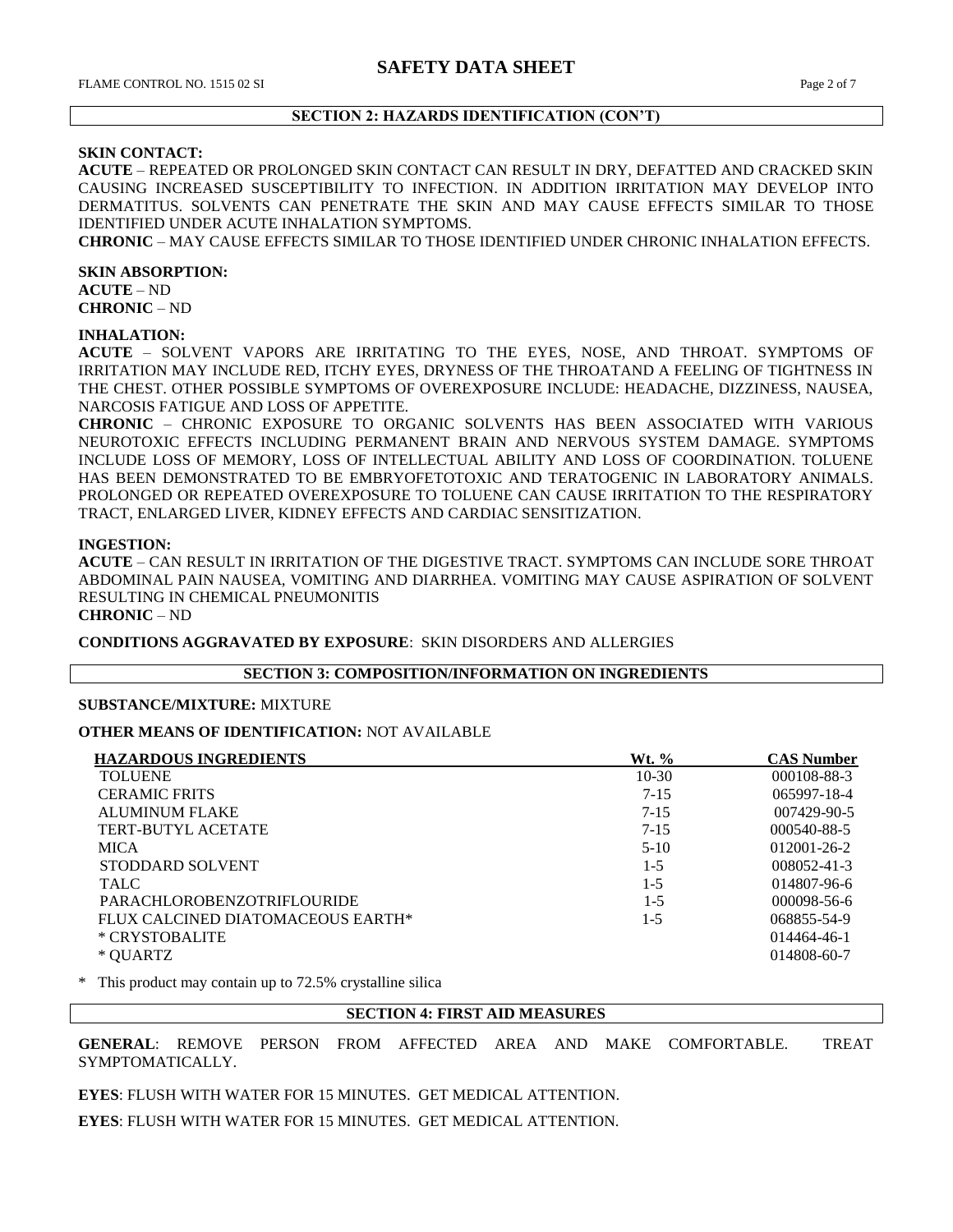## SECTION 2: HAZARDS IDENTIFICATION (CON'T)

**SKIN CONTACT:**
**ACUTE** – REPEATED OR PROLONGED SKIN CONTACT CAN RESULT IN DRY, DEFATTED AND CRACKED SKIN CAUSING INCREASED SUSCEPTIBILITY TO INFECTION. IN ADDITION IRRITATION MAY DEVELOP INTO DERMATITUS. SOLVENTS CAN PENETRATE THE SKIN AND MAY CAUSE EFFECTS SIMILAR TO THOSE IDENTIFIED UNDER ACUTE INHALATION SYMPTOMS.
**CHRONIC** – MAY CAUSE EFFECTS SIMILAR TO THOSE IDENTIFIED UNDER CHRONIC INHALATION EFFECTS.

**SKIN ABSORPTION:**
**ACUTE** – ND
**CHRONIC** – ND

**INHALATION:**
**ACUTE** – SOLVENT VAPORS ARE IRRITATING TO THE EYES, NOSE, AND THROAT. SYMPTOMS OF IRRITATION MAY INCLUDE RED, ITCHY EYES, DRYNESS OF THE THROATAND A FEELING OF TIGHTNESS IN THE CHEST. OTHER POSSIBLE SYMPTOMS OF OVEREXPOSURE INCLUDE: HEADACHE, DIZZINESS, NAUSEA, NARCOSIS FATIGUE AND LOSS OF APPETITE.
**CHRONIC** – CHRONIC EXPOSURE TO ORGANIC SOLVENTS HAS BEEN ASSOCIATED WITH VARIOUS NEUROTOXIC EFFECTS INCLUDING PERMANENT BRAIN AND NERVOUS SYSTEM DAMAGE. SYMPTOMS INCLUDE LOSS OF MEMORY, LOSS OF INTELLECTUAL ABILITY AND LOSS OF COORDINATION. TOLUENE HAS BEEN DEMONSTRATED TO BE EMBRYOFETOTOXIC AND TERATOGENIC IN LABORATORY ANIMALS. PROLONGED OR REPEATED OVEREXPOSURE TO TOLUENE CAN CAUSE IRRITATION TO THE RESPIRATORY TRACT, ENLARGED LIVER, KIDNEY EFFECTS AND CARDIAC SENSITIZATION.

**INGESTION:**
**ACUTE** – CAN RESULT IN IRRITATION OF THE DIGESTIVE TRACT. SYMPTOMS CAN INCLUDE SORE THROAT ABDOMINAL PAIN NAUSEA, VOMITING AND DIARRHEA. VOMITING MAY CAUSE ASPIRATION OF SOLVENT RESULTING IN CHEMICAL PNEUMONITIS
**CHRONIC** – ND

**CONDITIONS AGGRAVATED BY EXPOSURE**: SKIN DISORDERS AND ALLERGIES

## SECTION 3: COMPOSITION/INFORMATION ON INGREDIENTS

**SUBSTANCE/MIXTURE:** MIXTURE

**OTHER MEANS OF IDENTIFICATION:** NOT AVAILABLE

| HAZARDOUS INGREDIENTS | Wt. % | CAS Number |
|---|---|---|
| TOLUENE | 10-30 | 000108-88-3 |
| CERAMIC FRITS | 7-15 | 065997-18-4 |
| ALUMINUM FLAKE | 7-15 | 007429-90-5 |
| TERT-BUTYL ACETATE | 7-15 | 000540-88-5 |
| MICA | 5-10 | 012001-26-2 |
| STODDARD SOLVENT | 1-5 | 008052-41-3 |
| TALC | 1-5 | 014807-96-6 |
| PARACHLOROBENZOTRIFLOURIDE | 1-5 | 000098-56-6 |
| FLUX CALCINED DIATOMACEOUS EARTH* | 1-5 | 068855-54-9 |
| * CRYSTOBALITE | | 014464-46-1 |
| * QUARTZ | | 014808-60-7 |

* This product may contain up to 72.5% crystalline silica

## SECTION 4: FIRST AID MEASURES

**GENERAL**: REMOVE PERSON FROM AFFECTED AREA AND MAKE COMFORTABLE. TREAT SYMPTOMATICALLY.

**EYES**: FLUSH WITH WATER FOR 15 MINUTES. GET MEDICAL ATTENTION.

**EYES**: FLUSH WITH WATER FOR 15 MINUTES. GET MEDICAL ATTENTION.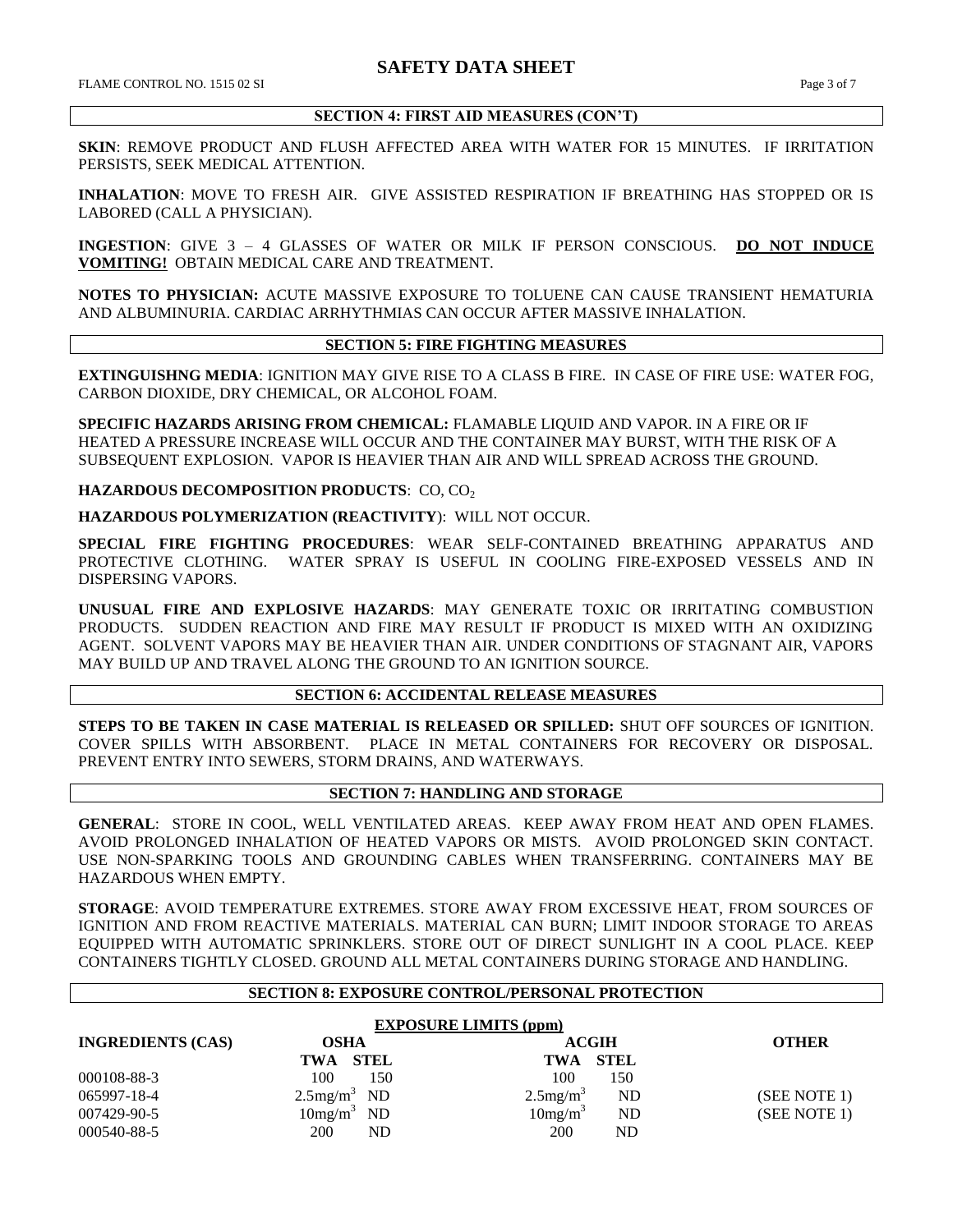## SECTION 4: FIRST AID MEASURES (CON'T)

**SKIN**: REMOVE PRODUCT AND FLUSH AFFECTED AREA WITH WATER FOR 15 MINUTES. IF IRRITATION PERSISTS, SEEK MEDICAL ATTENTION.

**INHALATION**: MOVE TO FRESH AIR. GIVE ASSISTED RESPIRATION IF BREATHING HAS STOPPED OR IS LABORED (CALL A PHYSICIAN).

**INGESTION**: GIVE 3 – 4 GLASSES OF WATER OR MILK IF PERSON CONSCIOUS. **DO NOT INDUCE VOMITING!** OBTAIN MEDICAL CARE AND TREATMENT.

**NOTES TO PHYSICIAN:** ACUTE MASSIVE EXPOSURE TO TOLUENE CAN CAUSE TRANSIENT HEMATURIA AND ALBUMINURIA. CARDIAC ARRHYTHMIAS CAN OCCUR AFTER MASSIVE INHALATION.

## SECTION 5: FIRE FIGHTING MEASURES

**EXTINGUISHNG MEDIA**: IGNITION MAY GIVE RISE TO A CLASS B FIRE. IN CASE OF FIRE USE: WATER FOG, CARBON DIOXIDE, DRY CHEMICAL, OR ALCOHOL FOAM.

**SPECIFIC HAZARDS ARISING FROM CHEMICAL:** FLAMABLE LIQUID AND VAPOR. IN A FIRE OR IF HEATED A PRESSURE INCREASE WILL OCCUR AND THE CONTAINER MAY BURST, WITH THE RISK OF A SUBSEQUENT EXPLOSION. VAPOR IS HEAVIER THAN AIR AND WILL SPREAD ACROSS THE GROUND.

**HAZARDOUS DECOMPOSITION PRODUCTS**: CO, $CO_2$

**HAZARDOUS POLYMERIZATION (REACTIVITY)**: WILL NOT OCCUR.

**SPECIAL FIRE FIGHTING PROCEDURES**: WEAR SELF-CONTAINED BREATHING APPARATUS AND PROTECTIVE CLOTHING. WATER SPRAY IS USEFUL IN COOLING FIRE-EXPOSED VESSELS AND IN DISPERSING VAPORS.

**UNUSUAL FIRE AND EXPLOSIVE HAZARDS**: MAY GENERATE TOXIC OR IRRITATING COMBUSTION PRODUCTS. SUDDEN REACTION AND FIRE MAY RESULT IF PRODUCT IS MIXED WITH AN OXIDIZING AGENT. SOLVENT VAPORS MAY BE HEAVIER THAN AIR. UNDER CONDITIONS OF STAGNANT AIR, VAPORS MAY BUILD UP AND TRAVEL ALONG THE GROUND TO AN IGNITION SOURCE.

## SECTION 6: ACCIDENTAL RELEASE MEASURES

**STEPS TO BE TAKEN IN CASE MATERIAL IS RELEASED OR SPILLED:** SHUT OFF SOURCES OF IGNITION. COVER SPILLS WITH ABSORBENT. PLACE IN METAL CONTAINERS FOR RECOVERY OR DISPOSAL. PREVENT ENTRY INTO SEWERS, STORM DRAINS, AND WATERWAYS.

## SECTION 7: HANDLING AND STORAGE

**GENERAL**: STORE IN COOL, WELL VENTILATED AREAS. KEEP AWAY FROM HEAT AND OPEN FLAMES. AVOID PROLONGED INHALATION OF HEATED VAPORS OR MISTS. AVOID PROLONGED SKIN CONTACT. USE NON-SPARKING TOOLS AND GROUNDING CABLES WHEN TRANSFERRING. CONTAINERS MAY BE HAZARDOUS WHEN EMPTY.

**STORAGE**: AVOID TEMPERATURE EXTREMES. STORE AWAY FROM EXCESSIVE HEAT, FROM SOURCES OF IGNITION AND FROM REACTIVE MATERIALS. MATERIAL CAN BURN; LIMIT INDOOR STORAGE TO AREAS EQUIPPED WITH AUTOMATIC SPRINKLERS. STORE OUT OF DIRECT SUNLIGHT IN A COOL PLACE. KEEP CONTAINERS TIGHTLY CLOSED. GROUND ALL METAL CONTAINERS DURING STORAGE AND HANDLING.

## SECTION 8: EXPOSURE CONTROL/PERSONAL PROTECTION

**EXPOSURE LIMITS (ppm)**

| INGREDIENTS (CAS) | OSHA | | ACGIH | | OTHER |
|---|---|---|---|---|---|
| | TWA | STEL | TWA | STEL | |
| 000108-88-3 | 100 | 150 | 100 | 150 | |
| 065997-18-4 | $2.5 mg/m^3$ | ND | $2.5 mg/m^3$ | ND | (SEE NOTE 1) |
| 007429-90-5 | $10 mg/m^3$ | ND | $10 mg/m^3$ | ND | (SEE NOTE 1) |
| 000540-88-5 | 200 | ND | 200 | ND | |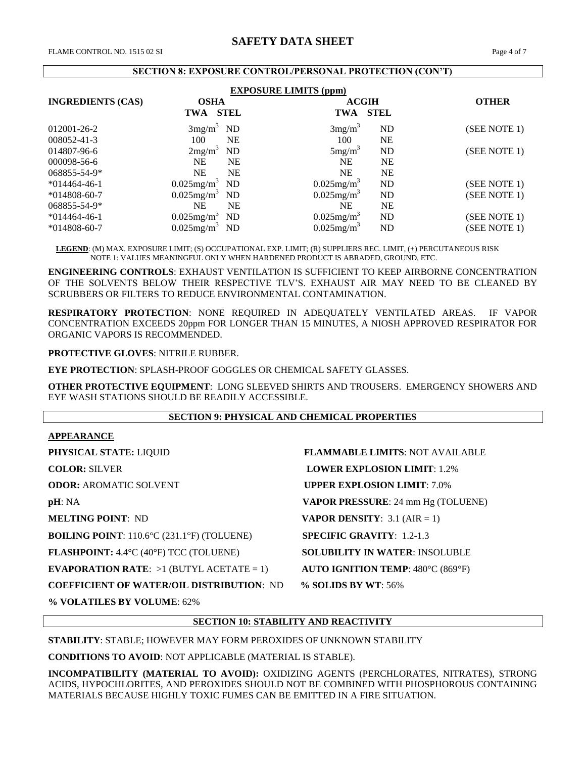## SECTION 8: EXPOSURE CONTROL/PERSONAL PROTECTION (CON'T)

| INGREDIENTS (CAS) | EXPOSURE LIMITS (ppm) | | | | |
|---|---|---|---|---|---|
| | OSHA | | ACGIH | | OTHER |
| | TWA | STEL | TWA | STEL | |
| 012001-26-2 | 3mg/m$^3$ | ND | 3mg/m$^3$ | ND | (SEE NOTE 1) |
| 008052-41-3 | 100 | NE | 100 | NE | |
| 014807-96-6 | 2mg/m$^3$ | ND | 5mg/m$^3$ | ND | (SEE NOTE 1) |
| 000098-56-6 | NE | NE | NE | NE | |
| 068855-54-9* | NE | NE | NE | NE | |
| *014464-46-1 | 0.025mg/m$^3$ | ND | 0.025mg/m$^3$ | ND | (SEE NOTE 1) |
| *014808-60-7 | 0.025mg/m$^3$ | ND | 0.025mg/m$^3$ | ND | (SEE NOTE 1) |
| 068855-54-9* | NE | NE | NE | NE | |
| *014464-46-1 | 0.025mg/m$^3$ | ND | 0.025mg/m$^3$ | ND | (SEE NOTE 1) |
| *014808-60-7 | 0.025mg/m$^3$ | ND | 0.025mg/m$^3$ | ND | (SEE NOTE 1) |

**LEGEND**: (M) MAX. EXPOSURE LIMIT; (S) OCCUPATIONAL EXP. LIMIT; (R) SUPPLIERS REC. LIMIT, (+) PERCUTANEOUS RISK
NOTE 1: VALUES MEANINGFUL ONLY WHEN HARDENED PRODUCT IS ABRADED, GROUND, ETC.

**ENGINEERING CONTROLS**: EXHAUST VENTILATION IS SUFFICIENT TO KEEP AIRBORNE CONCENTRATION OF THE SOLVENTS BELOW THEIR RESPECTIVE TLV'S. EXHAUST AIR MAY NEED TO BE CLEANED BY SCRUBBERS OR FILTERS TO REDUCE ENVIRONMENTAL CONTAMINATION.

**RESPIRATORY PROTECTION**: NONE REQUIRED IN ADEQUATELY VENTILATED AREAS. IF VAPOR CONCENTRATION EXCEEDS 20ppm FOR LONGER THAN 15 MINUTES, A NIOSH APPROVED RESPIRATOR FOR ORGANIC VAPORS IS RECOMMENDED.

**PROTECTIVE GLOVES**: NITRILE RUBBER.

**EYE PROTECTION**: SPLASH-PROOF GOGGLES OR CHEMICAL SAFETY GLASSES.

**OTHER PROTECTIVE EQUIPMENT**: LONG SLEEVED SHIRTS AND TROUSERS. EMERGENCY SHOWERS AND EYE WASH STATIONS SHOULD BE READILY ACCESSIBLE.

## SECTION 9: PHYSICAL AND CHEMICAL PROPERTIES

**APPEARANCE**

**PHYSICAL STATE:** LIQUID

**COLOR:** SILVER

**ODOR:** AROMATIC SOLVENT

**pH**: NA

**MELTING POINT**: ND

**BOILING POINT**: 110.6°C (231.1°F) (TOLUENE)

**FLASHPOINT:** 4.4°C (40°F) TCC (TOLUENE)

**EVAPORATION RATE**: >1 (BUTYL ACETATE = 1)

**COEFFICIENT OF WATER/OIL DISTRIBUTION**: ND

**% VOLATILES BY VOLUME**: 62%

**FLAMMABLE LIMITS**: NOT AVAILABLE

**LOWER EXPLOSION LIMIT**: 1.2%

**UPPER EXPLOSION LIMIT**: 7.0%

**VAPOR PRESSURE**: 24 mm Hg (TOLUENE)

**VAPOR DENSITY**: 3.1 (AIR = 1)

**SPECIFIC GRAVITY**: 1.2-1.3

**SOLUBILITY IN WATER**: INSOLUBLE

**AUTO IGNITION TEMP**: 480°C (869°F)

**% SOLIDS BY WT**: 56%

## SECTION 10: STABILITY AND REACTIVITY

**STABILITY**: STABLE; HOWEVER MAY FORM PEROXIDES OF UNKNOWN STABILITY

**CONDITIONS TO AVOID**: NOT APPLICABLE (MATERIAL IS STABLE).

**INCOMPATIBILITY (MATERIAL TO AVOID):** OXIDIZING AGENTS (PERCHLORATES, NITRATES), STRONG ACIDS, HYPOCHLORITES, AND PEROXIDES SHOULD NOT BE COMBINED WITH PHOSPHOROUS CONTAINING MATERIALS BECAUSE HIGHLY TOXIC FUMES CAN BE EMITTED IN A FIRE SITUATION.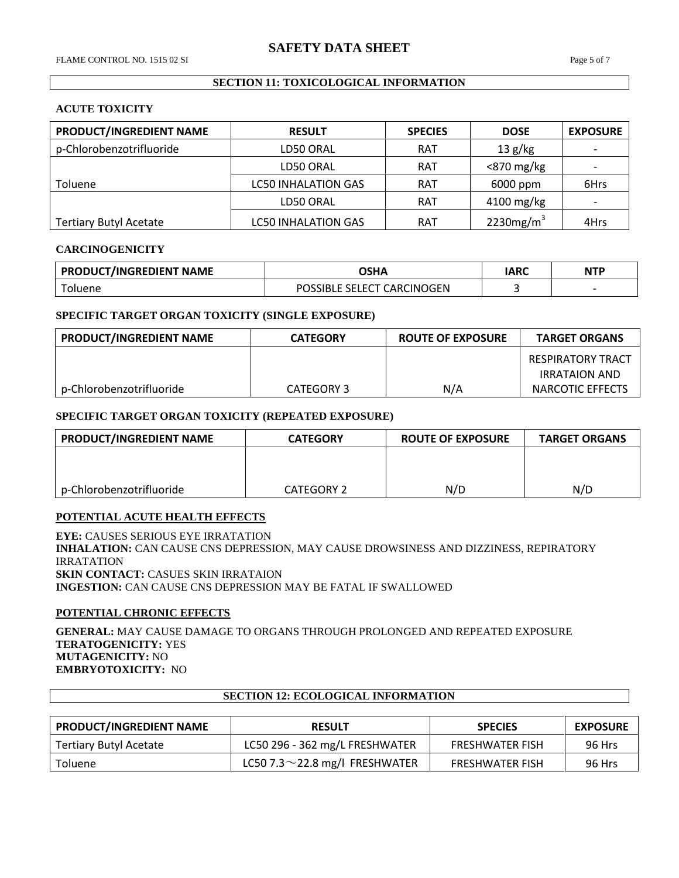## SECTION 11: TOXICOLOGICAL INFORMATION

### ACUTE TOXICITY

| PRODUCT/INGREDIENT NAME | RESULT | SPECIES | DOSE | EXPOSURE |
|---|---|---|---|---|
| p-Chlorobenzotrifluoride | LD50 ORAL | RAT | 13 g/kg | - |
| | LD50 ORAL | RAT | <870 mg/kg | - |
| Toluene | LC50 INHALATION GAS | RAT | 6000 ppm | 6Hrs |
| | LD50 ORAL | RAT | 4100 mg/kg | - |
| Tertiary Butyl Acetate | LC50 INHALATION GAS | RAT | 2230mg/m$^3$ | 4Hrs |

### CARCINOGENICITY

| PRODUCT/INGREDIENT NAME | OSHA | IARC | NTP |
|---|---|---|---|
| Toluene | POSSIBLE SELECT CARCINOGEN | 3 | - |

### SPECIFIC TARGET ORGAN TOXICITY (SINGLE EXPOSURE)

| PRODUCT/INGREDIENT NAME | CATEGORY | ROUTE OF EXPOSURE | TARGET ORGANS |
|---|---|---|---|
| p-Chlorobenzotrifluoride | CATEGORY 3 | N/A | RESPIRATORY TRACT IRRATAION AND NARCOTIC EFFECTS |

### SPECIFIC TARGET ORGAN TOXICITY (REPEATED EXPOSURE)

| PRODUCT/INGREDIENT NAME | CATEGORY | ROUTE OF EXPOSURE | TARGET ORGANS |
|---|---|---|---|
| p-Chlorobenzotrifluoride | CATEGORY 2 | N/D | N/D |

### POTENTIAL ACUTE HEALTH EFFECTS

**EYE:** CAUSES SERIOUS EYE IRRATATION
**INHALATION:** CAN CAUSE CNS DEPRESSION, MAY CAUSE DROWSINESS AND DIZZINESS, REPIRATORY IRRATATION
**SKIN CONTACT:** CASUES SKIN IRRATAION
**INGESTION:** CAN CAUSE CNS DEPRESSION MAY BE FATAL IF SWALLOWED

### POTENTIAL CHRONIC EFFECTS

**GENERAL:** MAY CAUSE DAMAGE TO ORGANS THROUGH PROLONGED AND REPEATED EXPOSURE
**TERATOGENICITY:** YES
**MUTAGENICITY:** NO
**EMBRYOTOXICITY:** NO

## SECTION 12: ECOLOGICAL INFORMATION

| PRODUCT/INGREDIENT NAME | RESULT | SPECIES | EXPOSURE |
|---|---|---|---|
| Tertiary Butyl Acetate | LC50 296 - 362 mg/L FRESHWATER | FRESHWATER FISH | 96 Hrs |
| Toluene | LC50 7.3～22.8 mg/l FRESHWATER | FRESHWATER FISH | 96 Hrs |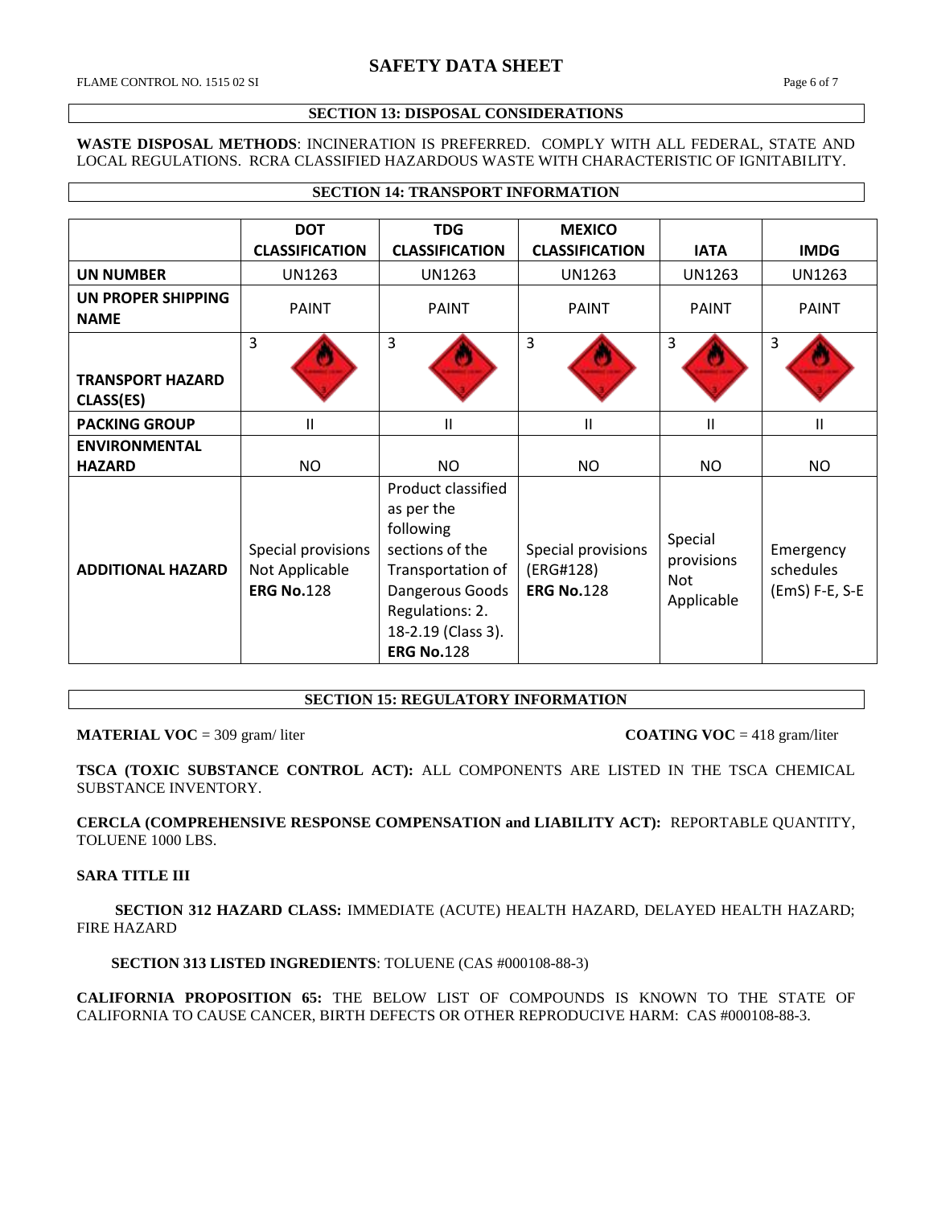## SECTION 13: DISPOSAL CONSIDERATIONS

**WASTE DISPOSAL METHODS**: INCINERATION IS PREFERRED. COMPLY WITH ALL FEDERAL, STATE AND LOCAL REGULATIONS. RCRA CLASSIFIED HAZARDOUS WASTE WITH CHARACTERISTIC OF IGNITABILITY.

## SECTION 14: TRANSPORT INFORMATION

| | DOT CLASSIFICATION | TDG CLASSIFICATION | MEXICO CLASSIFICATION | IATA | IMDG |
|---|---|---|---|---|---|
| **UN NUMBER** | UN1263 | UN1263 | UN1263 | UN1263 | UN1263 |
| **UN PROPER SHIPPING NAME** | PAINT | PAINT | PAINT | PAINT | PAINT |
| **TRANSPORT HAZARD CLASS(ES)** | 3 | 3 | 3 | 3 | 3 |
| **PACKING GROUP** | II | II | II | II | II |
| **ENVIRONMENTAL HAZARD** | NO | NO | NO | NO | NO |
| **ADDITIONAL HAZARD** | Special provisions Not Applicable **ERG No.**128 | Product classified as per the following sections of the Transportation of Dangerous Goods Regulations: 2. 18-2.19 (Class 3). **ERG No.**128 | Special provisions (ERG#128) **ERG No.**128 | Special provisions Not Applicable | Emergency schedules (EmS) F-E, S-E |

## SECTION 15: REGULATORY INFORMATION

**MATERIAL VOC** = 309 gram/ liter **COATING VOC** = 418 gram/liter

**TSCA (TOXIC SUBSTANCE CONTROL ACT):** ALL COMPONENTS ARE LISTED IN THE TSCA CHEMICAL SUBSTANCE INVENTORY.

**CERCLA (COMPREHENSIVE RESPONSE COMPENSATION and LIABILITY ACT):** REPORTABLE QUANTITY, TOLUENE 1000 LBS.

**SARA TITLE III**

**SECTION 312 HAZARD CLASS:** IMMEDIATE (ACUTE) HEALTH HAZARD, DELAYED HEALTH HAZARD; FIRE HAZARD

**SECTION 313 LISTED INGREDIENTS**: TOLUENE (CAS #000108-88-3)

**CALIFORNIA PROPOSITION 65:** THE BELOW LIST OF COMPOUNDS IS KNOWN TO THE STATE OF CALIFORNIA TO CAUSE CANCER, BIRTH DEFECTS OR OTHER REPRODUCIVE HARM: CAS #000108-88-3.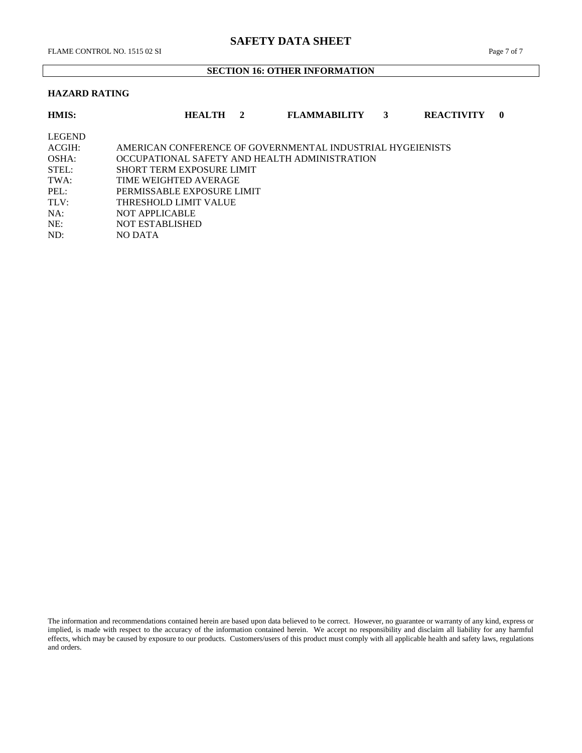## SECTION 16: OTHER INFORMATION

### HAZARD RATING

| | | | | | | |
|---|---|---|---|---|---|---|
| **HMIS:** | **HEALTH** | **2** | **FLAMMABILITY** | **3** | **REACTIVITY** | **0** |

LEGEND

| | |
|---|---|
| ACGIH: | AMERICAN CONFERENCE OF GOVERNMENTAL INDUSTRIAL HYGEIENISTS |
| OSHA: | OCCUPATIONAL SAFETY AND HEALTH ADMINISTRATION |
| STEL: | SHORT TERM EXPOSURE LIMIT |
| TWA: | TIME WEIGHTED AVERAGE |
| PEL: | PERMISSABLE EXPOSURE LIMIT |
| TLV: | THRESHOLD LIMIT VALUE |
| NA: | NOT APPLICABLE |
| NE: | NOT ESTABLISHED |
| ND: | NO DATA |

The information and recommendations contained herein are based upon data believed to be correct. However, no guarantee or warranty of any kind, express or implied, is made with respect to the accuracy of the information contained herein. We accept no responsibility and disclaim all liability for any harmful effects, which may be caused by exposure to our products. Customers/users of this product must comply with all applicable health and safety laws, regulations and orders.